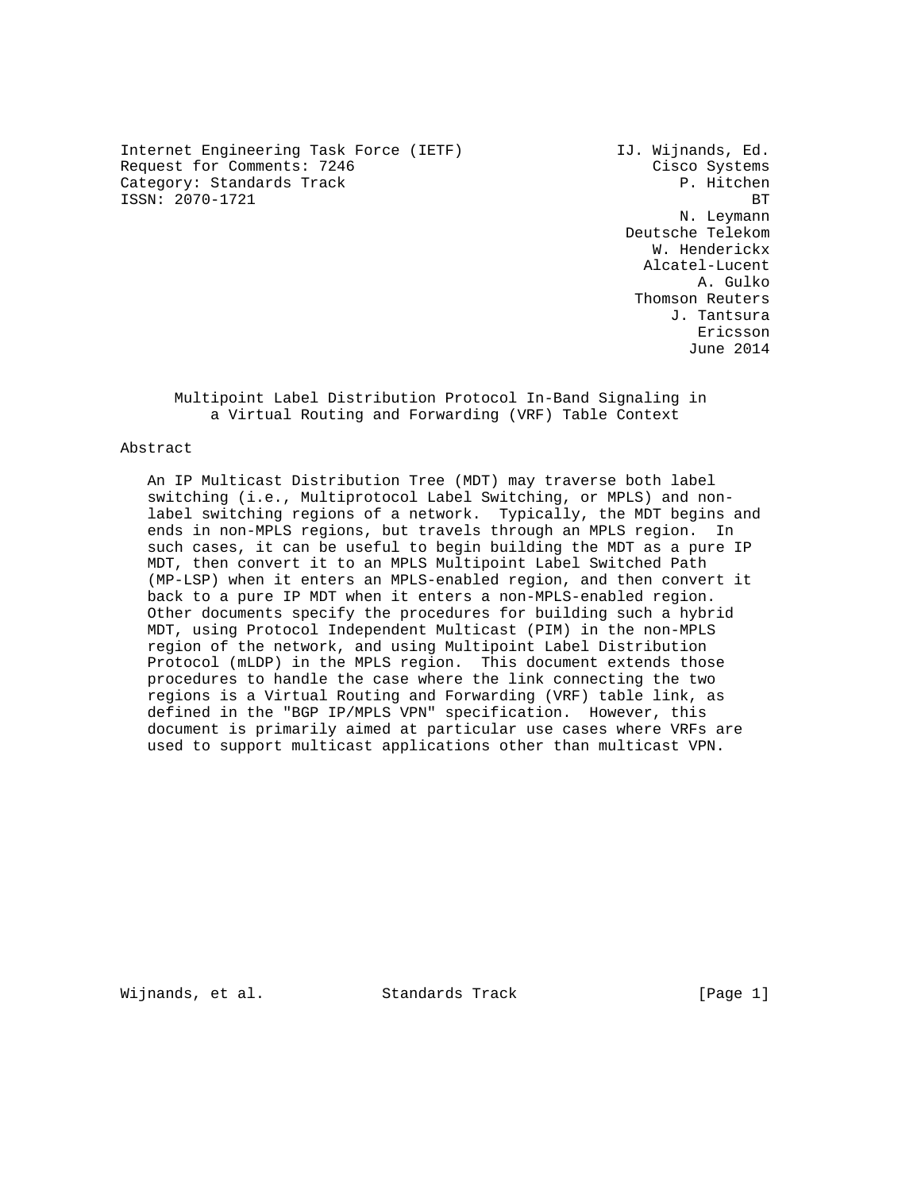Internet Engineering Task Force (IETF)  
Request for Comments: 7246  
Category: Standards Track  
ISSN: 2070-1721

IJ. Wijnands, Ed.  
Cisco Systems  
P. Hitchen  
BT  
N. Leymann  
Deutsche Telekom  
W. Henderickx  
Alcatel-Lucent  
A. Gulko  
Thomson Reuters  
J. Tantsura  
Ericsson  
June 2014

# Multipoint Label Distribution Protocol In-Band Signaling in a Virtual Routing and Forwarding (VRF) Table Context

## Abstract

An IP Multicast Distribution Tree (MDT) may traverse both label switching (i.e., Multiprotocol Label Switching, or MPLS) and non-label switching regions of a network. Typically, the MDT begins and ends in non-MPLS regions, but travels through an MPLS region. In such cases, it can be useful to begin building the MDT as a pure IP MDT, then convert it to an MPLS Multipoint Label Switched Path (MP-LSP) when it enters an MPLS-enabled region, and then convert it back to a pure IP MDT when it enters a non-MPLS-enabled region. Other documents specify the procedures for building such a hybrid MDT, using Protocol Independent Multicast (PIM) in the non-MPLS region of the network, and using Multipoint Label Distribution Protocol (mLDP) in the MPLS region. This document extends those procedures to handle the case where the link connecting the two regions is a Virtual Routing and Forwarding (VRF) table link, as defined in the "BGP IP/MPLS VPN" specification. However, this document is primarily aimed at particular use cases where VRFs are used to support multicast applications other than multicast VPN.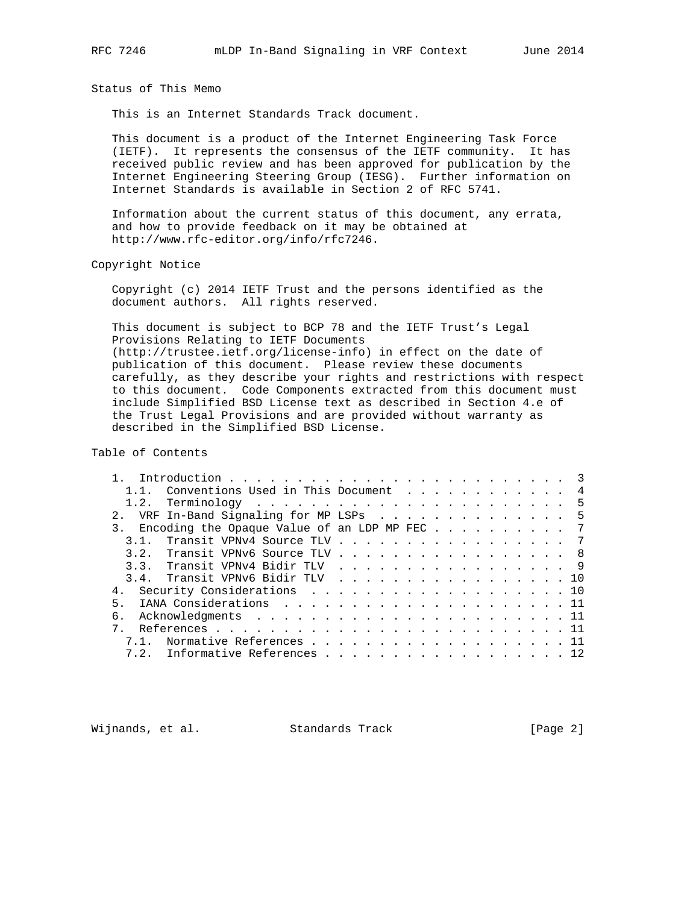## Status of This Memo

This is an Internet Standards Track document.

This document is a product of the Internet Engineering Task Force (IETF). It represents the consensus of the IETF community. It has received public review and has been approved for publication by the Internet Engineering Steering Group (IESG). Further information on Internet Standards is available in Section 2 of RFC 5741.

Information about the current status of this document, any errata, and how to provide feedback on it may be obtained at http://www.rfc-editor.org/info/rfc7246.

## Copyright Notice

Copyright (c) 2014 IETF Trust and the persons identified as the document authors. All rights reserved.

This document is subject to BCP 78 and the IETF Trust's Legal Provisions Relating to IETF Documents (http://trustee.ietf.org/license-info) in effect on the date of publication of this document. Please review these documents carefully, as they describe your rights and restrictions with respect to this document. Code Components extracted from this document must include Simplified BSD License text as described in Section 4.e of the Trust Legal Provisions and are provided without warranty as described in the Simplified BSD License.

## Table of Contents

```
   1.  Introduction . . . . . . . . . . . . . . . . . . . . . . . .   3
     1.1.  Conventions Used in This Document  . . . . . . . . . . . .   4
     1.2.  Terminology  . . . . . . . . . . . . . . . . . . . . . . .   5
   2.  VRF In-Band Signaling for MP LSPs  . . . . . . . . . . . . . .   5
   3.  Encoding the Opaque Value of an LDP MP FEC . . . . . . . . . .   7
     3.1.  Transit VPNv4 Source TLV . . . . . . . . . . . . . . . . .   7
     3.2.  Transit VPNv6 Source TLV . . . . . . . . . . . . . . . . .   8
     3.3.  Transit VPNv4 Bidir TLV  . . . . . . . . . . . . . . . . .   9
     3.4.  Transit VPNv6 Bidir TLV  . . . . . . . . . . . . . . . . .  10
   4.  Security Considerations  . . . . . . . . . . . . . . . . . . .  10
   5.  IANA Considerations  . . . . . . . . . . . . . . . . . . . . .  11
   6.  Acknowledgments  . . . . . . . . . . . . . . . . . . . . . . .  11
   7.  References . . . . . . . . . . . . . . . . . . . . . . . . . .  11
     7.1.  Normative References . . . . . . . . . . . . . . . . . . .  11
     7.2.  Informative References . . . . . . . . . . . . . . . . . .  12
```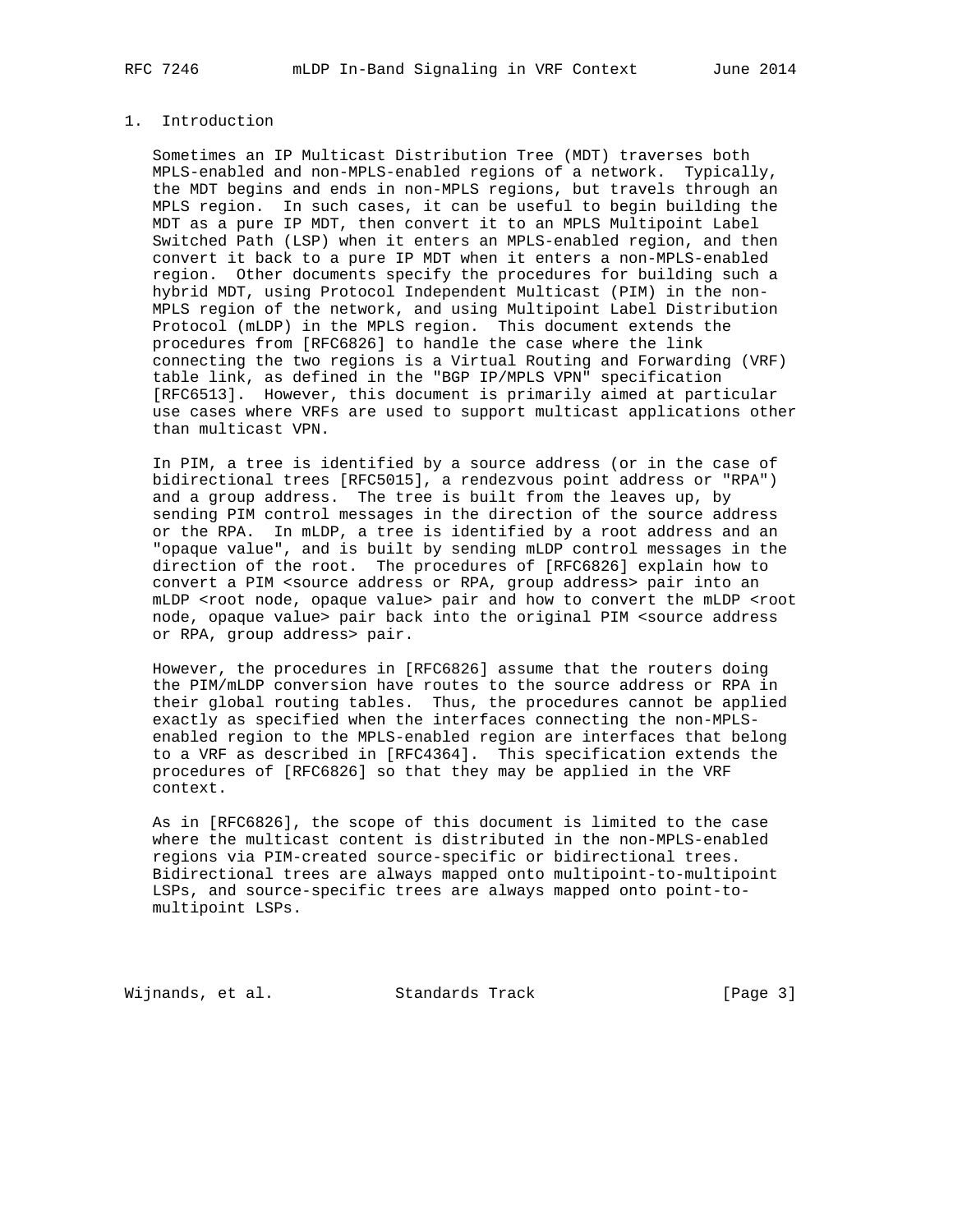## 1. Introduction

Sometimes an IP Multicast Distribution Tree (MDT) traverses both MPLS-enabled and non-MPLS-enabled regions of a network. Typically, the MDT begins and ends in non-MPLS regions, but travels through an MPLS region. In such cases, it can be useful to begin building the MDT as a pure IP MDT, then convert it to an MPLS Multipoint Label Switched Path (LSP) when it enters an MPLS-enabled region, and then convert it back to a pure IP MDT when it enters a non-MPLS-enabled region. Other documents specify the procedures for building such a hybrid MDT, using Protocol Independent Multicast (PIM) in the non-MPLS region of the network, and using Multipoint Label Distribution Protocol (mLDP) in the MPLS region. This document extends the procedures from [RFC6826] to handle the case where the link connecting the two regions is a Virtual Routing and Forwarding (VRF) table link, as defined in the "BGP IP/MPLS VPN" specification [RFC6513]. However, this document is primarily aimed at particular use cases where VRFs are used to support multicast applications other than multicast VPN.

In PIM, a tree is identified by a source address (or in the case of bidirectional trees [RFC5015], a rendezvous point address or "RPA") and a group address. The tree is built from the leaves up, by sending PIM control messages in the direction of the source address or the RPA. In mLDP, a tree is identified by a root address and an "opaque value", and is built by sending mLDP control messages in the direction of the root. The procedures of [RFC6826] explain how to convert a PIM <source address or RPA, group address> pair into an mLDP <root node, opaque value> pair and how to convert the mLDP <root node, opaque value> pair back into the original PIM <source address or RPA, group address> pair.

However, the procedures in [RFC6826] assume that the routers doing the PIM/mLDP conversion have routes to the source address or RPA in their global routing tables. Thus, the procedures cannot be applied exactly as specified when the interfaces connecting the non-MPLS-enabled region to the MPLS-enabled region are interfaces that belong to a VRF as described in [RFC4364]. This specification extends the procedures of [RFC6826] so that they may be applied in the VRF context.

As in [RFC6826], the scope of this document is limited to the case where the multicast content is distributed in the non-MPLS-enabled regions via PIM-created source-specific or bidirectional trees. Bidirectional trees are always mapped onto multipoint-to-multipoint LSPs, and source-specific trees are always mapped onto point-to-multipoint LSPs.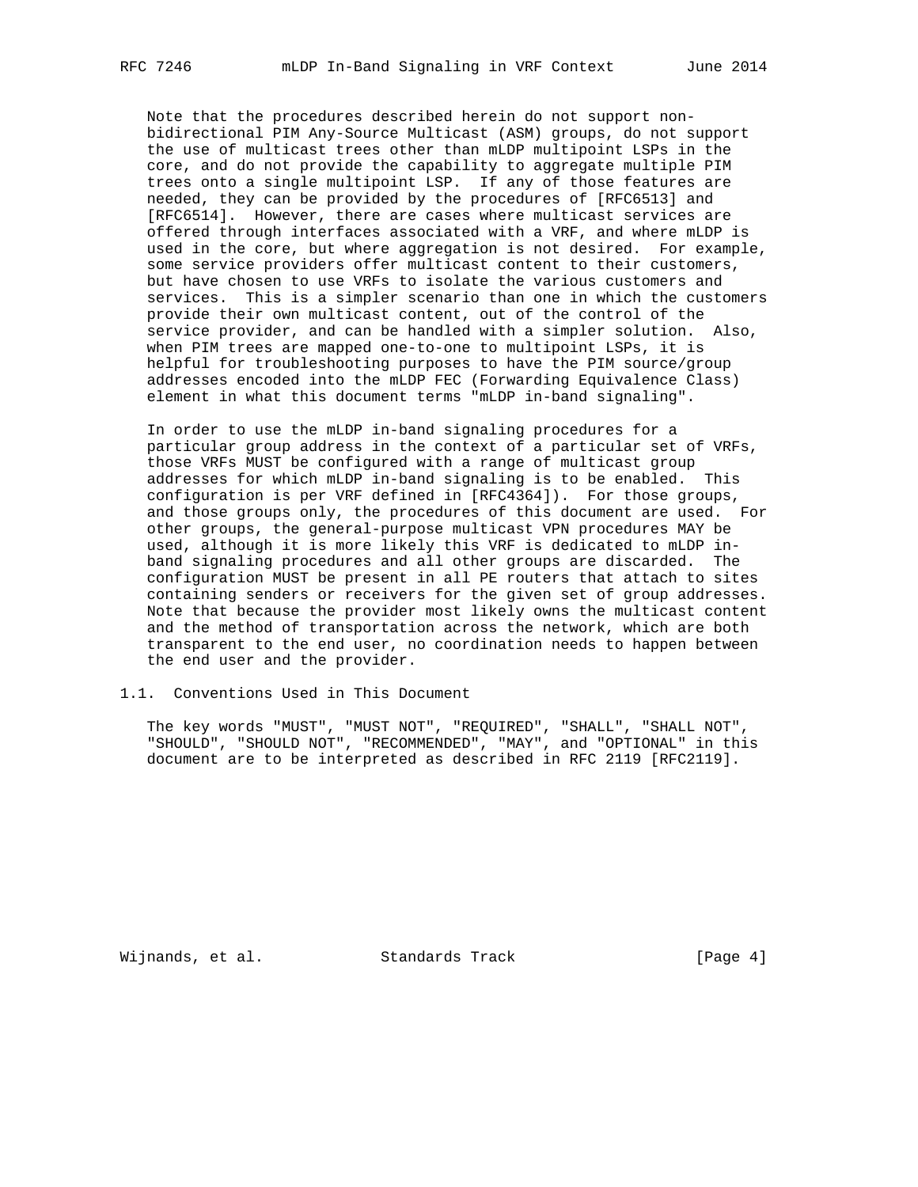Note that the procedures described herein do not support non-bidirectional PIM Any-Source Multicast (ASM) groups, do not support the use of multicast trees other than mLDP multipoint LSPs in the core, and do not provide the capability to aggregate multiple PIM trees onto a single multipoint LSP. If any of those features are needed, they can be provided by the procedures of [RFC6513] and [RFC6514]. However, there are cases where multicast services are offered through interfaces associated with a VRF, and where mLDP is used in the core, but where aggregation is not desired. For example, some service providers offer multicast content to their customers, but have chosen to use VRFs to isolate the various customers and services. This is a simpler scenario than one in which the customers provide their own multicast content, out of the control of the service provider, and can be handled with a simpler solution. Also, when PIM trees are mapped one-to-one to multipoint LSPs, it is helpful for troubleshooting purposes to have the PIM source/group addresses encoded into the mLDP FEC (Forwarding Equivalence Class) element in what this document terms "mLDP in-band signaling".

In order to use the mLDP in-band signaling procedures for a particular group address in the context of a particular set of VRFs, those VRFs MUST be configured with a range of multicast group addresses for which mLDP in-band signaling is to be enabled. This configuration is per VRF defined in [RFC4364]). For those groups, and those groups only, the procedures of this document are used. For other groups, the general-purpose multicast VPN procedures MAY be used, although it is more likely this VRF is dedicated to mLDP in-band signaling procedures and all other groups are discarded. The configuration MUST be present in all PE routers that attach to sites containing senders or receivers for the given set of group addresses. Note that because the provider most likely owns the multicast content and the method of transportation across the network, which are both transparent to the end user, no coordination needs to happen between the end user and the provider.

### 1.1. Conventions Used in This Document

The key words "MUST", "MUST NOT", "REQUIRED", "SHALL", "SHALL NOT", "SHOULD", "SHOULD NOT", "RECOMMENDED", "MAY", and "OPTIONAL" in this document are to be interpreted as described in RFC 2119 [RFC2119].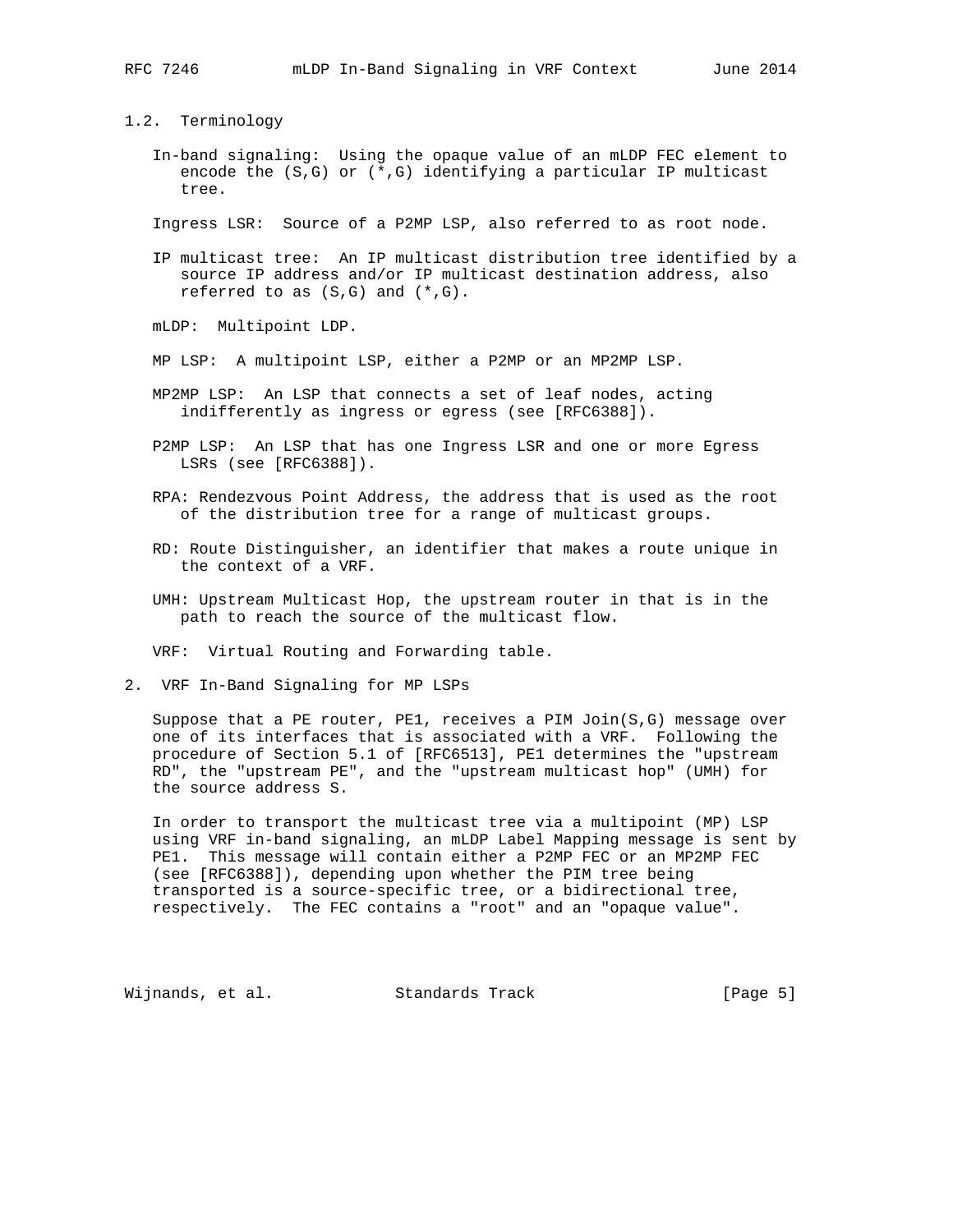### 1.2. Terminology

In-band signaling: Using the opaque value of an mLDP FEC element to encode the (S,G) or (*,G) identifying a particular IP multicast tree.

Ingress LSR: Source of a P2MP LSP, also referred to as root node.

IP multicast tree: An IP multicast distribution tree identified by a source IP address and/or IP multicast destination address, also referred to as (S,G) and (*,G).

mLDP: Multipoint LDP.

MP LSP: A multipoint LSP, either a P2MP or an MP2MP LSP.

MP2MP LSP: An LSP that connects a set of leaf nodes, acting indifferently as ingress or egress (see [RFC6388]).

P2MP LSP: An LSP that has one Ingress LSR and one or more Egress LSRs (see [RFC6388]).

RPA: Rendezvous Point Address, the address that is used as the root of the distribution tree for a range of multicast groups.

RD: Route Distinguisher, an identifier that makes a route unique in the context of a VRF.

UMH: Upstream Multicast Hop, the upstream router in that is in the path to reach the source of the multicast flow.

VRF: Virtual Routing and Forwarding table.

## 2. VRF In-Band Signaling for MP LSPs

Suppose that a PE router, PE1, receives a PIM Join(S,G) message over one of its interfaces that is associated with a VRF. Following the procedure of Section 5.1 of [RFC6513], PE1 determines the "upstream RD", the "upstream PE", and the "upstream multicast hop" (UMH) for the source address S.

In order to transport the multicast tree via a multipoint (MP) LSP using VRF in-band signaling, an mLDP Label Mapping message is sent by PE1. This message will contain either a P2MP FEC or an MP2MP FEC (see [RFC6388]), depending upon whether the PIM tree being transported is a source-specific tree, or a bidirectional tree, respectively. The FEC contains a "root" and an "opaque value".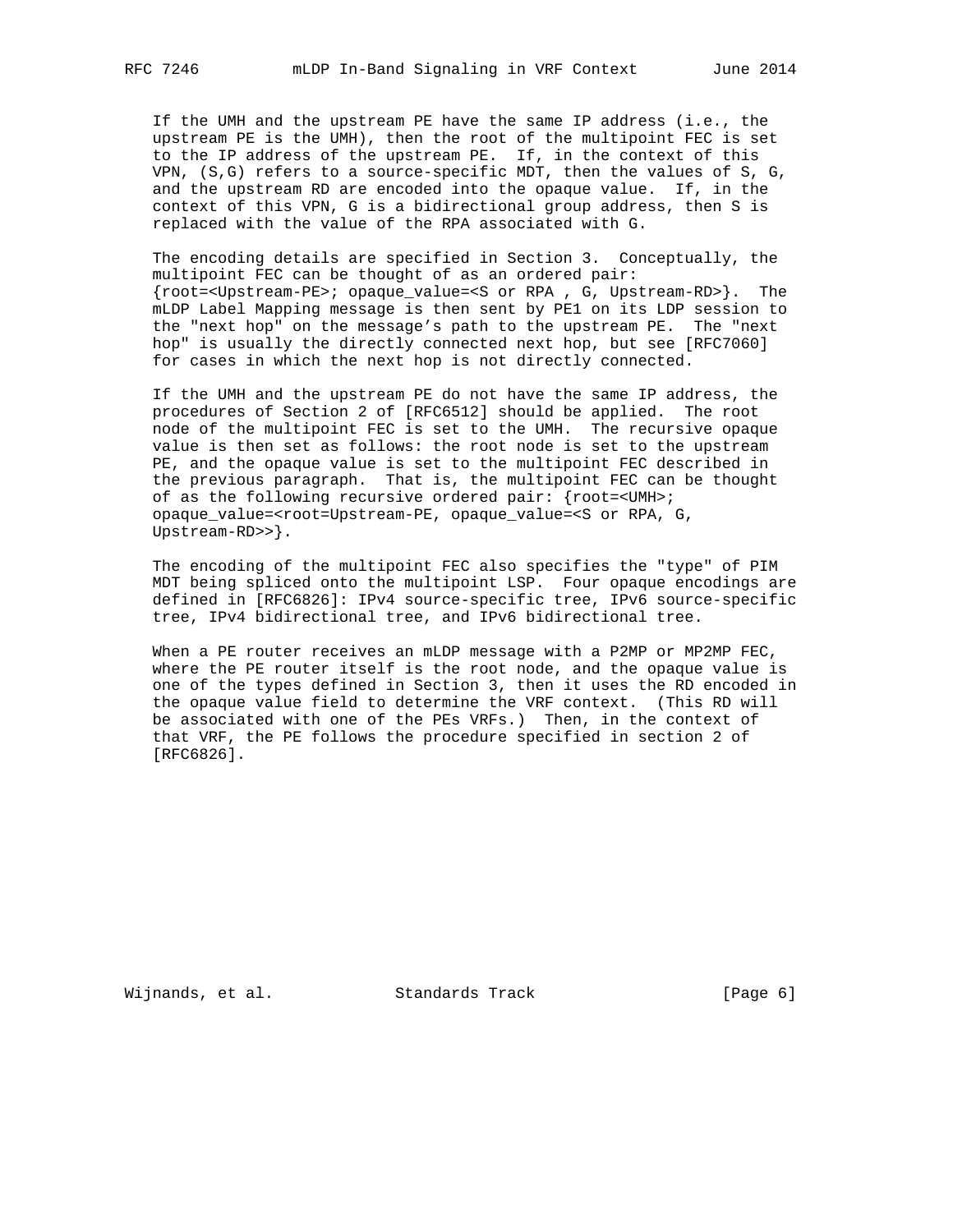If the UMH and the upstream PE have the same IP address (i.e., the upstream PE is the UMH), then the root of the multipoint FEC is set to the IP address of the upstream PE. If, in the context of this VPN, (S,G) refers to a source-specific MDT, then the values of S, G, and the upstream RD are encoded into the opaque value. If, in the context of this VPN, G is a bidirectional group address, then S is replaced with the value of the RPA associated with G.

The encoding details are specified in Section 3. Conceptually, the multipoint FEC can be thought of as an ordered pair: {root=<Upstream-PE>; opaque_value=<S or RPA , G, Upstream-RD>}. The mLDP Label Mapping message is then sent by PE1 on its LDP session to the "next hop" on the message's path to the upstream PE. The "next hop" is usually the directly connected next hop, but see [RFC7060] for cases in which the next hop is not directly connected.

If the UMH and the upstream PE do not have the same IP address, the procedures of Section 2 of [RFC6512] should be applied. The root node of the multipoint FEC is set to the UMH. The recursive opaque value is then set as follows: the root node is set to the upstream PE, and the opaque value is set to the multipoint FEC described in the previous paragraph. That is, the multipoint FEC can be thought of as the following recursive ordered pair: {root=<UMH>; opaque_value=<root=Upstream-PE, opaque_value=<S or RPA, G, Upstream-RD>>}.

The encoding of the multipoint FEC also specifies the "type" of PIM MDT being spliced onto the multipoint LSP. Four opaque encodings are defined in [RFC6826]: IPv4 source-specific tree, IPv6 source-specific tree, IPv4 bidirectional tree, and IPv6 bidirectional tree.

When a PE router receives an mLDP message with a P2MP or MP2MP FEC, where the PE router itself is the root node, and the opaque value is one of the types defined in Section 3, then it uses the RD encoded in the opaque value field to determine the VRF context. (This RD will be associated with one of the PEs VRFs.) Then, in the context of that VRF, the PE follows the procedure specified in section 2 of [RFC6826].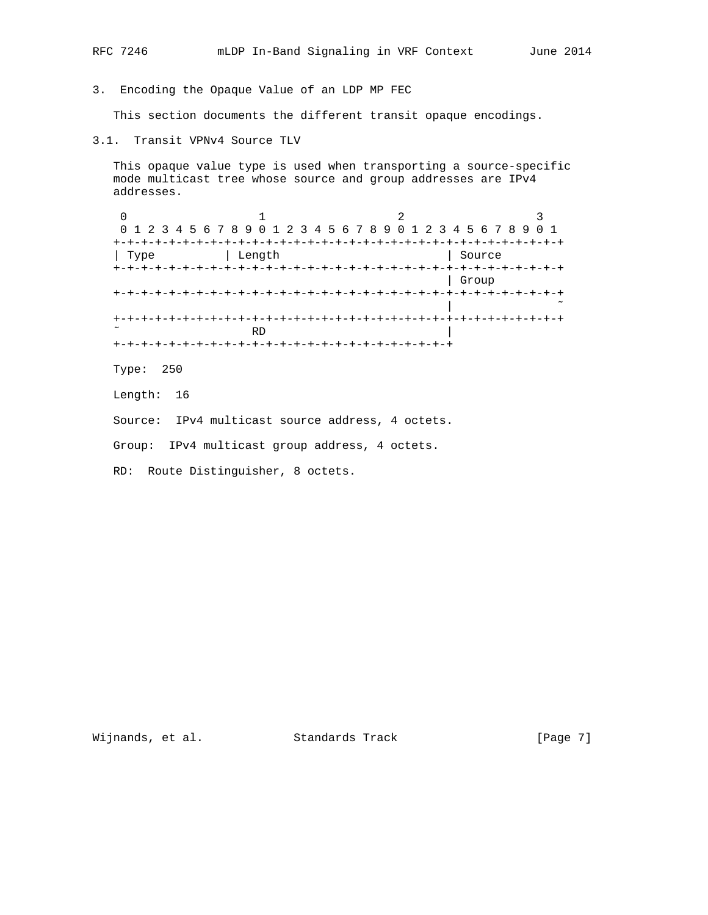## 3. Encoding the Opaque Value of an LDP MP FEC

This section documents the different transit opaque encodings.

### 3.1. Transit VPNv4 Source TLV

This opaque value type is used when transporting a source-specific mode multicast tree whose source and group addresses are IPv4 addresses.

```
 0                   1                   2                   3
 0 1 2 3 4 5 6 7 8 9 0 1 2 3 4 5 6 7 8 9 0 1 2 3 4 5 6 7 8 9 0 1
+-+-+-+-+-+-+-+-+-+-+-+-+-+-+-+-+-+-+-+-+-+-+-+-+-+-+-+-+-+-+-+-+
| Type          | Length                        | Source
+-+-+-+-+-+-+-+-+-+-+-+-+-+-+-+-+-+-+-+-+-+-+-+-+-+-+-+-+-+-+-+-+
                                                | Group
+-+-+-+-+-+-+-+-+-+-+-+-+-+-+-+-+-+-+-+-+-+-+-+-+-+-+-+-+-+-+-+-+
                                                |               ~
+-+-+-+-+-+-+-+-+-+-+-+-+-+-+-+-+-+-+-+-+-+-+-+-+-+-+-+-+-+-+-+-+
~                   RD                          |
+-+-+-+-+-+-+-+-+-+-+-+-+-+-+-+-+-+-+-+-+-+-+-+-+
```

Type: 250

Length: 16

Source: IPv4 multicast source address, 4 octets.

Group: IPv4 multicast group address, 4 octets.

RD: Route Distinguisher, 8 octets.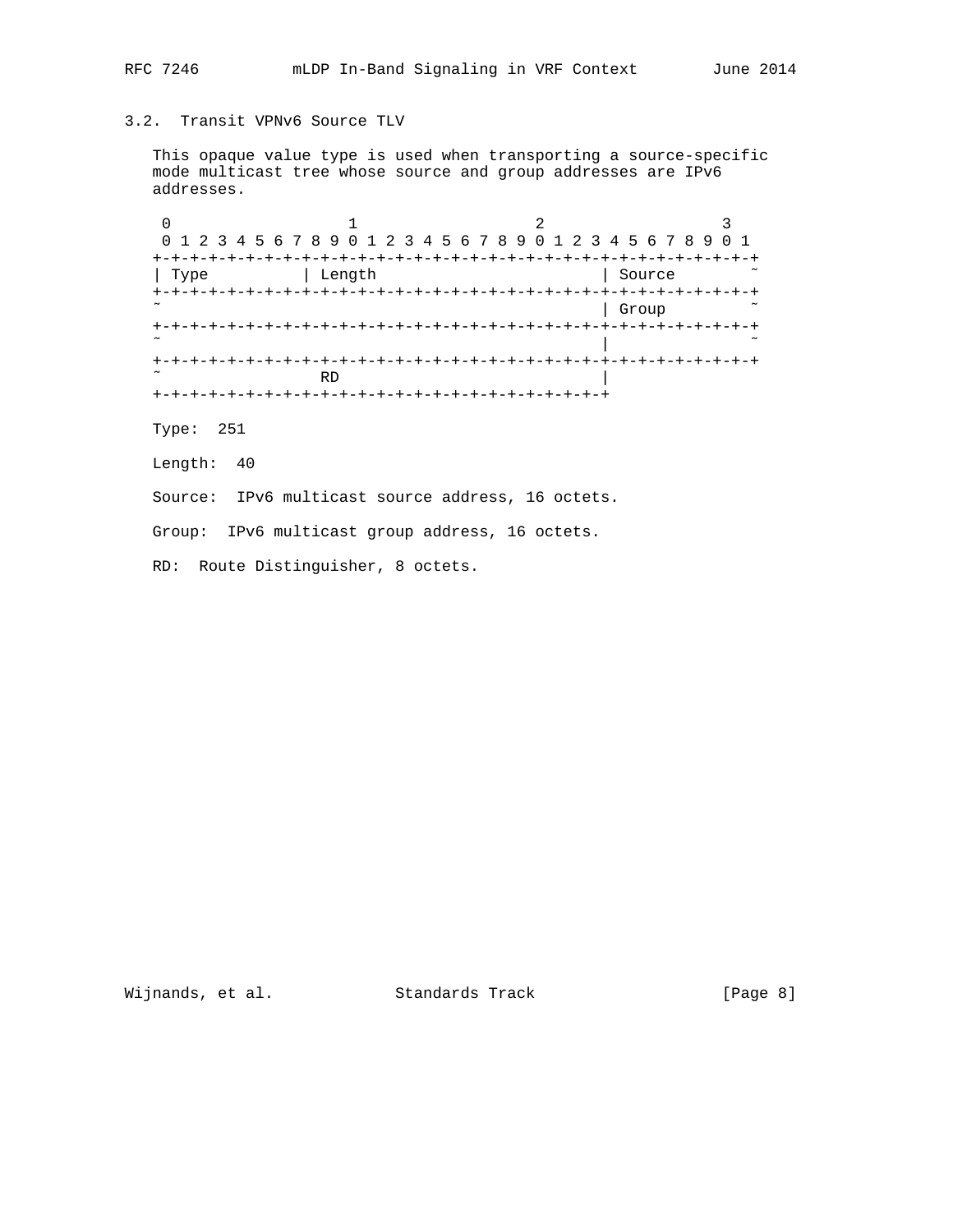## 3.2. Transit VPNv6 Source TLV

This opaque value type is used when transporting a source-specific mode multicast tree whose source and group addresses are IPv6 addresses.

```
 0                   1                   2                   3
 0 1 2 3 4 5 6 7 8 9 0 1 2 3 4 5 6 7 8 9 0 1 2 3 4 5 6 7 8 9 0 1
+-+-+-+-+-+-+-+-+-+-+-+-+-+-+-+-+-+-+-+-+-+-+-+-+-+-+-+-+-+-+-+-+
| Type          | Length                        | Source        ~
+-+-+-+-+-+-+-+-+-+-+-+-+-+-+-+-+-+-+-+-+-+-+-+-+-+-+-+-+-+-+-+-+
~                                               | Group         ~
+-+-+-+-+-+-+-+-+-+-+-+-+-+-+-+-+-+-+-+-+-+-+-+-+-+-+-+-+-+-+-+-+
~                                               |               ~
+-+-+-+-+-+-+-+-+-+-+-+-+-+-+-+-+-+-+-+-+-+-+-+-+-+-+-+-+-+-+-+-+
~                 RD                            |
+-+-+-+-+-+-+-+-+-+-+-+-+-+-+-+-+-+-+-+-+-+-+-+-+
```

Type: 251

Length: 40

Source: IPv6 multicast source address, 16 octets.

Group: IPv6 multicast group address, 16 octets.

RD: Route Distinguisher, 8 octets.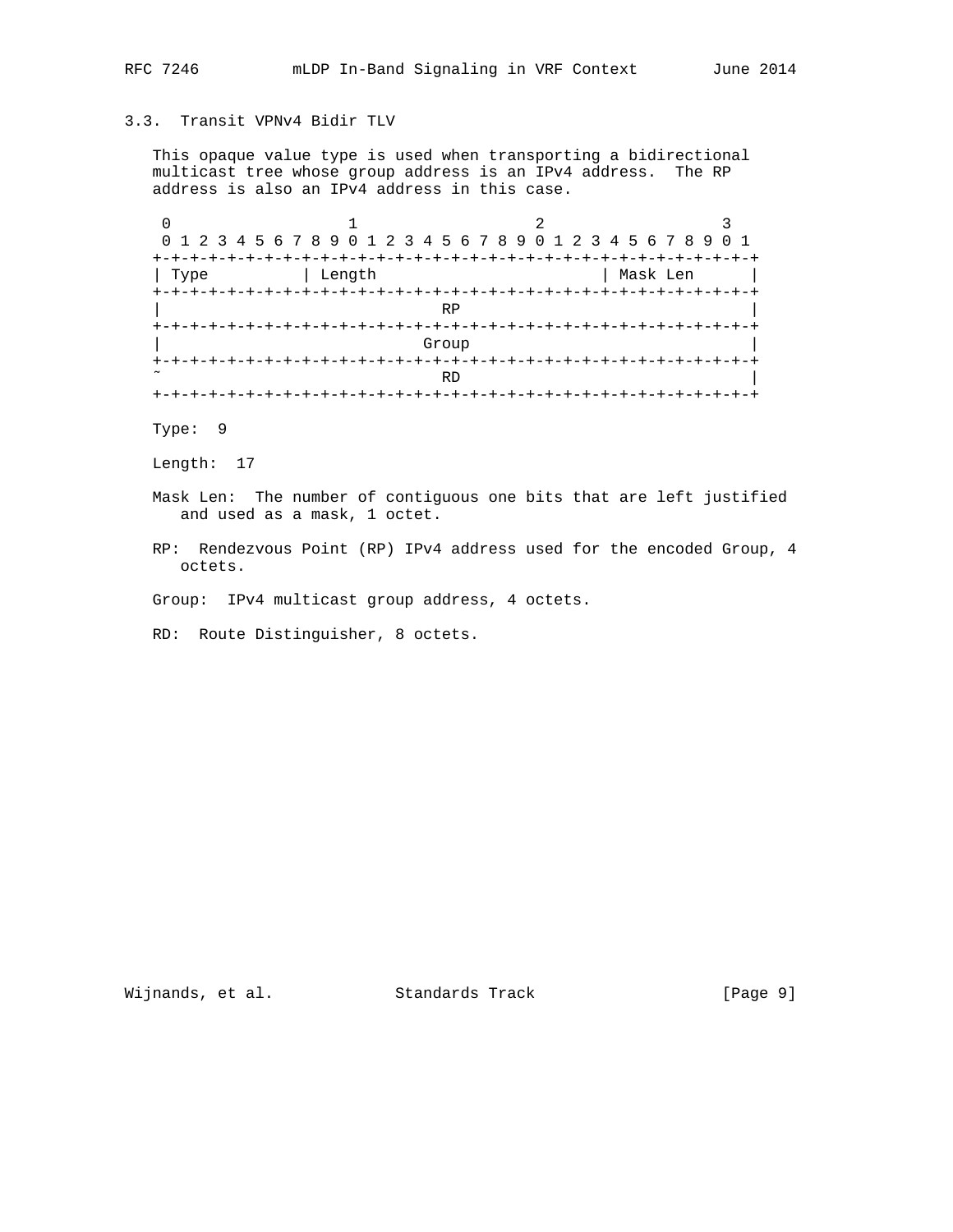### 3.3. Transit VPNv4 Bidir TLV

This opaque value type is used when transporting a bidirectional multicast tree whose group address is an IPv4 address. The RP address is also an IPv4 address in this case.

```
 0                   1                   2                   3
 0 1 2 3 4 5 6 7 8 9 0 1 2 3 4 5 6 7 8 9 0 1 2 3 4 5 6 7 8 9 0 1
+-+-+-+-+-+-+-+-+-+-+-+-+-+-+-+-+-+-+-+-+-+-+-+-+-+-+-+-+-+-+-+-+
| Type          | Length                        | Mask Len      |
+-+-+-+-+-+-+-+-+-+-+-+-+-+-+-+-+-+-+-+-+-+-+-+-+-+-+-+-+-+-+-+-+
|                               RP                              |
+-+-+-+-+-+-+-+-+-+-+-+-+-+-+-+-+-+-+-+-+-+-+-+-+-+-+-+-+-+-+-+-+
|                              Group                            |
+-+-+-+-+-+-+-+-+-+-+-+-+-+-+-+-+-+-+-+-+-+-+-+-+-+-+-+-+-+-+-+-+
~                               RD                              |
+-+-+-+-+-+-+-+-+-+-+-+-+-+-+-+-+-+-+-+-+-+-+-+-+-+-+-+-+-+-+-+-+
```

Type: 9

Length: 17

Mask Len: The number of contiguous one bits that are left justified and used as a mask, 1 octet.

RP: Rendezvous Point (RP) IPv4 address used for the encoded Group, 4 octets.

Group: IPv4 multicast group address, 4 octets.

RD: Route Distinguisher, 8 octets.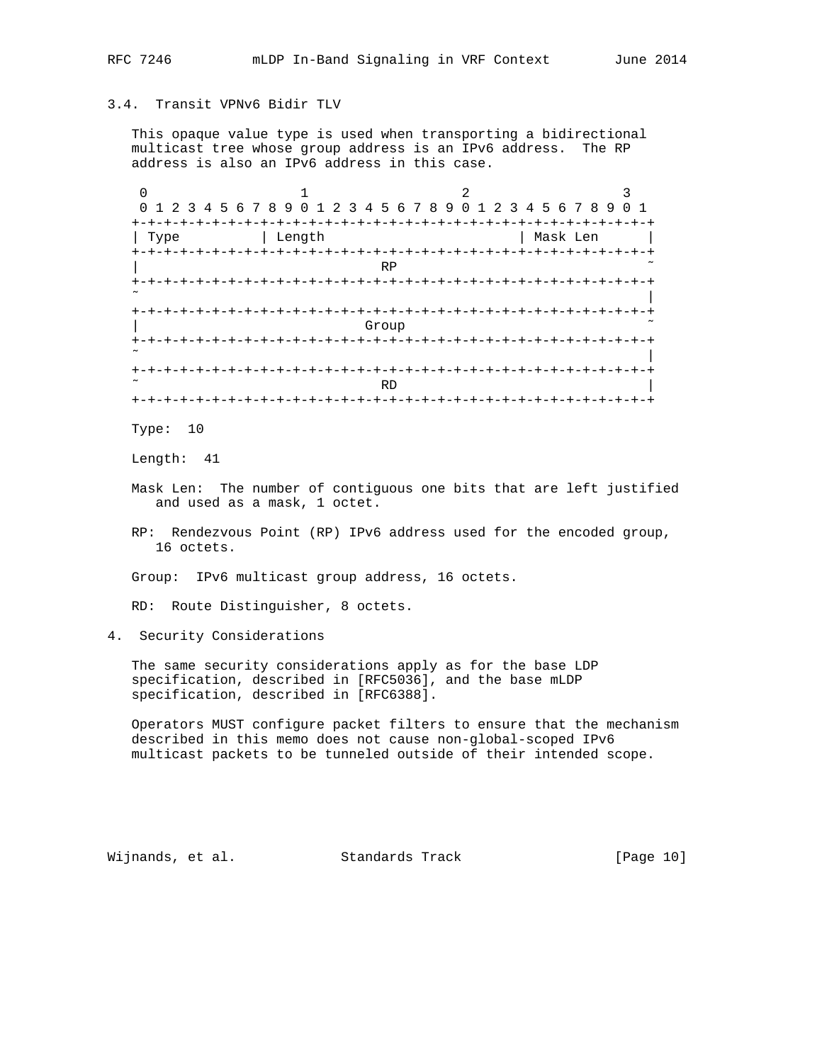### 3.4. Transit VPNv6 Bidir TLV

This opaque value type is used when transporting a bidirectional multicast tree whose group address is an IPv6 address. The RP address is also an IPv6 address in this case.

```
 0                   1                   2                   3
 0 1 2 3 4 5 6 7 8 9 0 1 2 3 4 5 6 7 8 9 0 1 2 3 4 5 6 7 8 9 0 1
+-+-+-+-+-+-+-+-+-+-+-+-+-+-+-+-+-+-+-+-+-+-+-+-+-+-+-+-+-+-+-+-+
| Type          | Length                        | Mask Len      |
+-+-+-+-+-+-+-+-+-+-+-+-+-+-+-+-+-+-+-+-+-+-+-+-+-+-+-+-+-+-+-+-+
|                              RP                               ~
+-+-+-+-+-+-+-+-+-+-+-+-+-+-+-+-+-+-+-+-+-+-+-+-+-+-+-+-+-+-+-+-+
~                                                               |
+-+-+-+-+-+-+-+-+-+-+-+-+-+-+-+-+-+-+-+-+-+-+-+-+-+-+-+-+-+-+-+-+
|                            Group                              ~
+-+-+-+-+-+-+-+-+-+-+-+-+-+-+-+-+-+-+-+-+-+-+-+-+-+-+-+-+-+-+-+-+
~                                                               |
+-+-+-+-+-+-+-+-+-+-+-+-+-+-+-+-+-+-+-+-+-+-+-+-+-+-+-+-+-+-+-+-+
~                              RD                               |
+-+-+-+-+-+-+-+-+-+-+-+-+-+-+-+-+-+-+-+-+-+-+-+-+-+-+-+-+-+-+-+-+
```

Type: 10

Length: 41

Mask Len: The number of contiguous one bits that are left justified and used as a mask, 1 octet.

RP: Rendezvous Point (RP) IPv6 address used for the encoded group, 16 octets.

Group: IPv6 multicast group address, 16 octets.

RD: Route Distinguisher, 8 octets.

## 4. Security Considerations

The same security considerations apply as for the base LDP specification, described in [RFC5036], and the base mLDP specification, described in [RFC6388].

Operators MUST configure packet filters to ensure that the mechanism described in this memo does not cause non-global-scoped IPv6 multicast packets to be tunneled outside of their intended scope.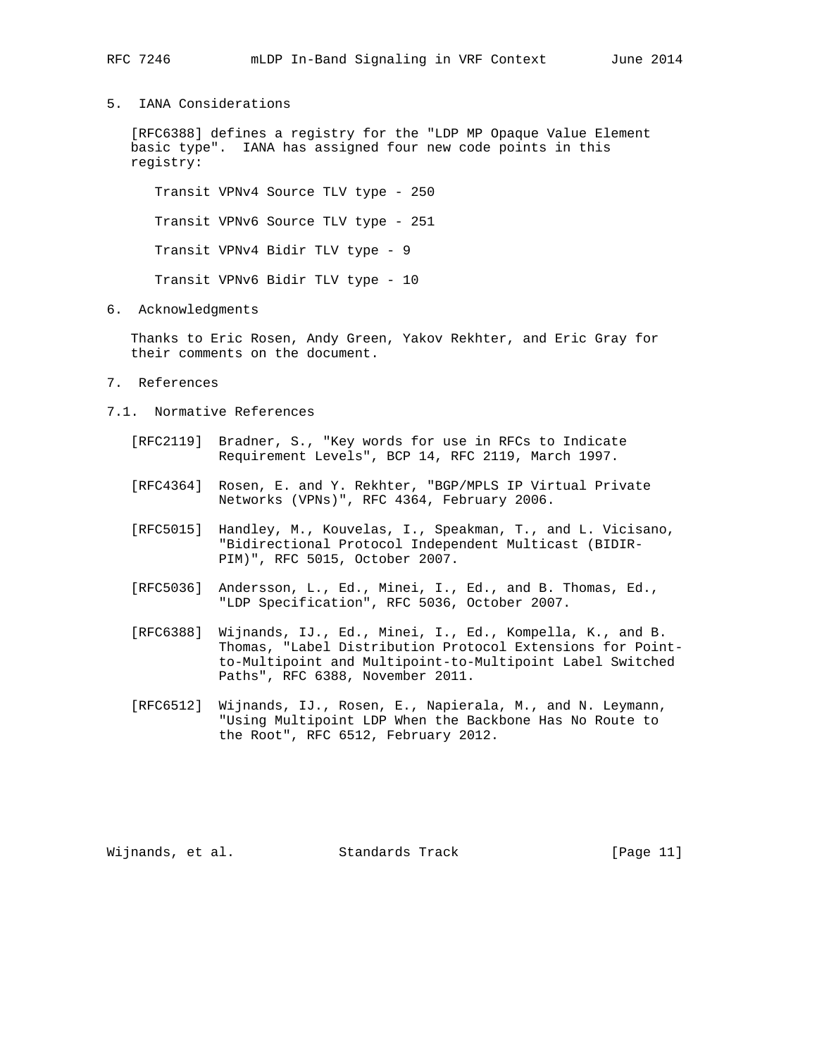## 5. IANA Considerations

[RFC6388] defines a registry for the "LDP MP Opaque Value Element basic type". IANA has assigned four new code points in this registry:

Transit VPNv4 Source TLV type - 250

Transit VPNv6 Source TLV type - 251

Transit VPNv4 Bidir TLV type - 9

Transit VPNv6 Bidir TLV type - 10

## 6. Acknowledgments

Thanks to Eric Rosen, Andy Green, Yakov Rekhter, and Eric Gray for their comments on the document.

## 7. References

### 7.1. Normative References

[RFC2119] Bradner, S., "Key words for use in RFCs to Indicate Requirement Levels", BCP 14, RFC 2119, March 1997.

[RFC4364] Rosen, E. and Y. Rekhter, "BGP/MPLS IP Virtual Private Networks (VPNs)", RFC 4364, February 2006.

[RFC5015] Handley, M., Kouvelas, I., Speakman, T., and L. Vicisano, "Bidirectional Protocol Independent Multicast (BIDIR-PIM)", RFC 5015, October 2007.

[RFC5036] Andersson, L., Ed., Minei, I., Ed., and B. Thomas, Ed., "LDP Specification", RFC 5036, October 2007.

[RFC6388] Wijnands, IJ., Ed., Minei, I., Ed., Kompella, K., and B. Thomas, "Label Distribution Protocol Extensions for Point-to-Multipoint and Multipoint-to-Multipoint Label Switched Paths", RFC 6388, November 2011.

[RFC6512] Wijnands, IJ., Rosen, E., Napierala, M., and N. Leymann, "Using Multipoint LDP When the Backbone Has No Route to the Root", RFC 6512, February 2012.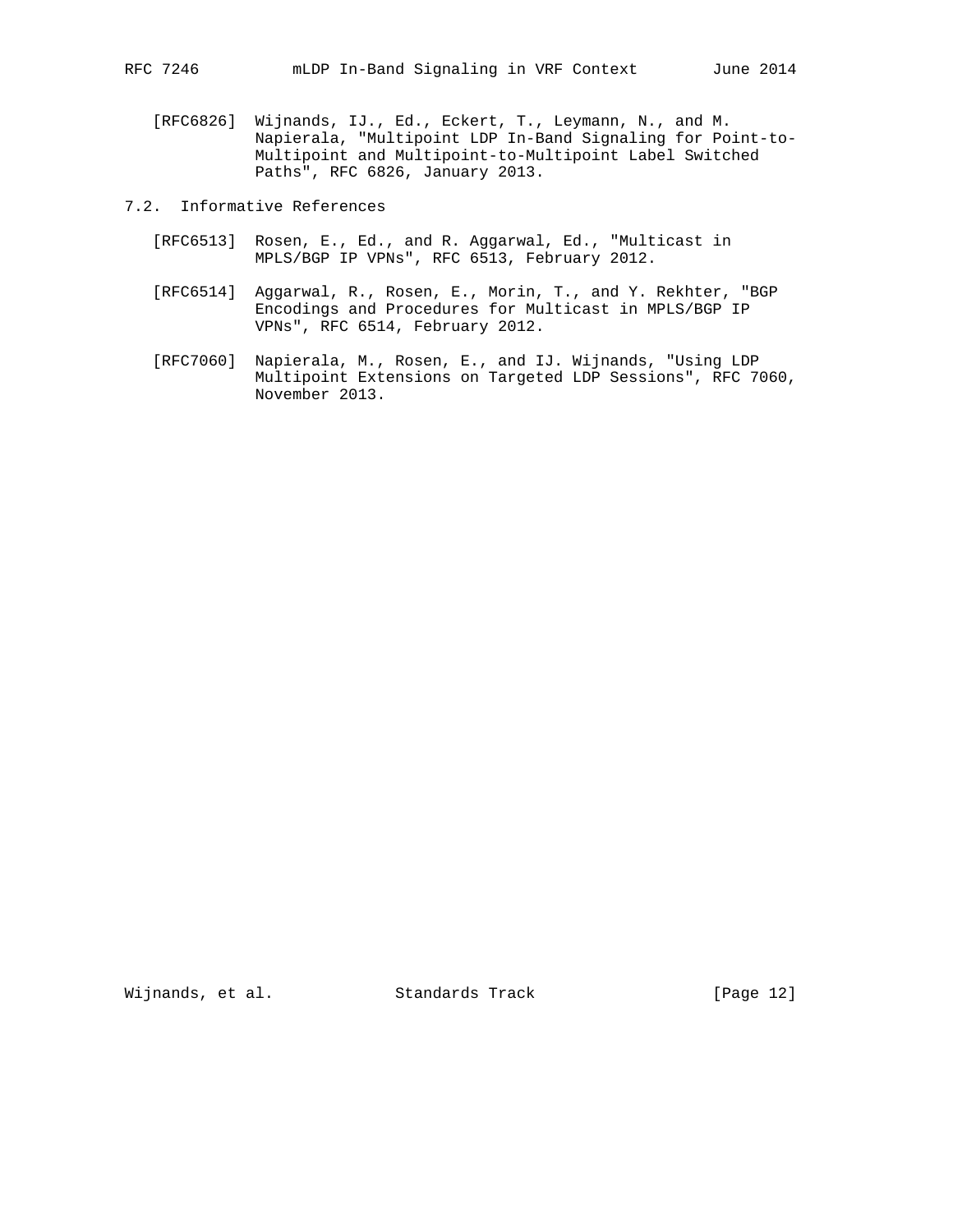[RFC6826] Wijnands, IJ., Ed., Eckert, T., Leymann, N., and M. Napierala, "Multipoint LDP In-Band Signaling for Point-to-Multipoint and Multipoint-to-Multipoint Label Switched Paths", RFC 6826, January 2013.

## 7.2. Informative References

[RFC6513] Rosen, E., Ed., and R. Aggarwal, Ed., "Multicast in MPLS/BGP IP VPNs", RFC 6513, February 2012.

[RFC6514] Aggarwal, R., Rosen, E., Morin, T., and Y. Rekhter, "BGP Encodings and Procedures for Multicast in MPLS/BGP IP VPNs", RFC 6514, February 2012.

[RFC7060] Napierala, M., Rosen, E., and IJ. Wijnands, "Using LDP Multipoint Extensions on Targeted LDP Sessions", RFC 7060, November 2013.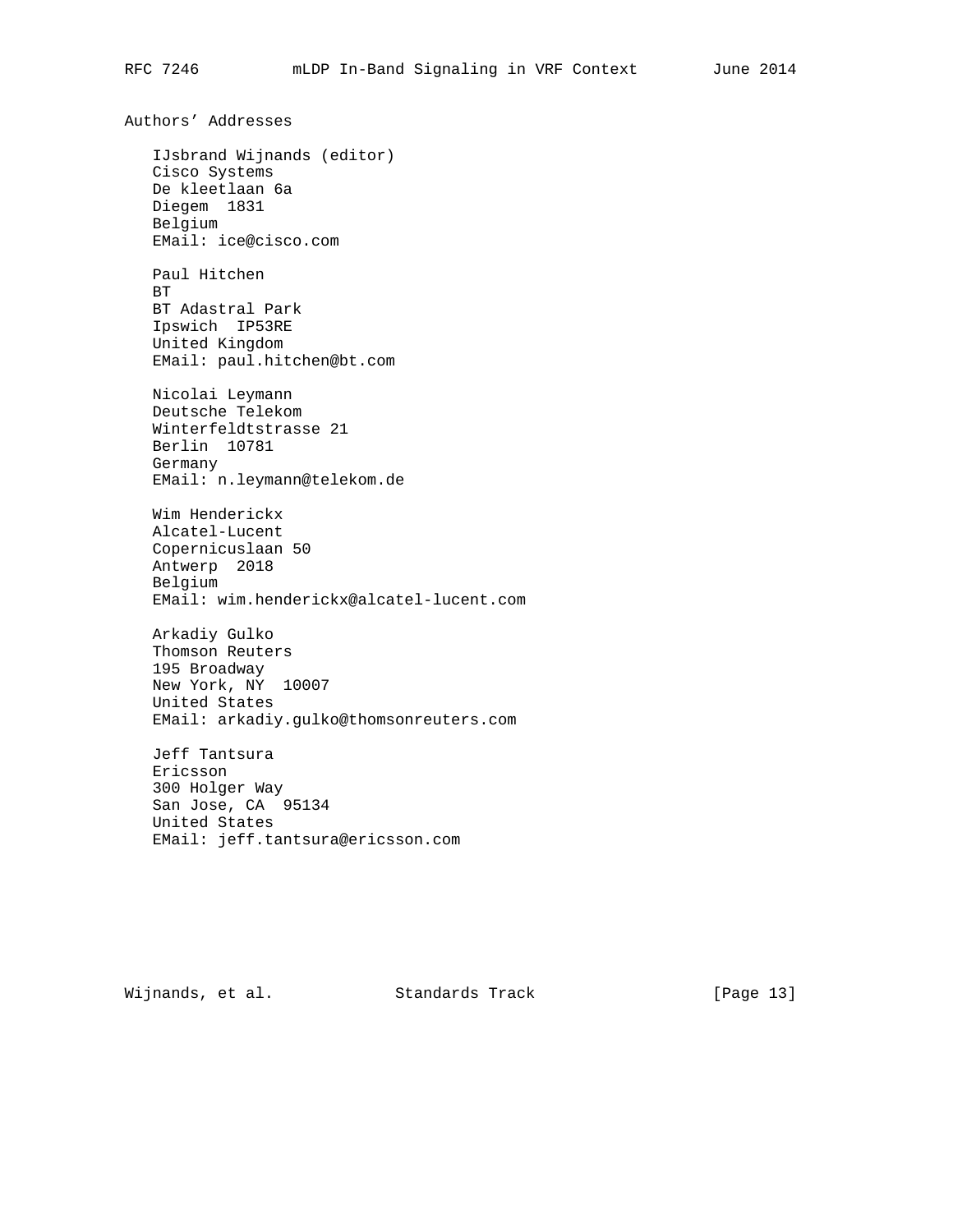## Authors' Addresses

IJsbrand Wijnands (editor)
Cisco Systems
De kleetlaan 6a
Diegem 1831
Belgium
EMail: ice@cisco.com

Paul Hitchen
BT
BT Adastral Park
Ipswich IP53RE
United Kingdom
EMail: paul.hitchen@bt.com

Nicolai Leymann
Deutsche Telekom
Winterfeldtstrasse 21
Berlin 10781
Germany
EMail: n.leymann@telekom.de

Wim Henderickx
Alcatel-Lucent
Copernicuslaan 50
Antwerp 2018
Belgium
EMail: wim.henderickx@alcatel-lucent.com

Arkadiy Gulko
Thomson Reuters
195 Broadway
New York, NY 10007
United States
EMail: arkadiy.gulko@thomsonreuters.com

Jeff Tantsura
Ericsson
300 Holger Way
San Jose, CA 95134
United States
EMail: jeff.tantsura@ericsson.com